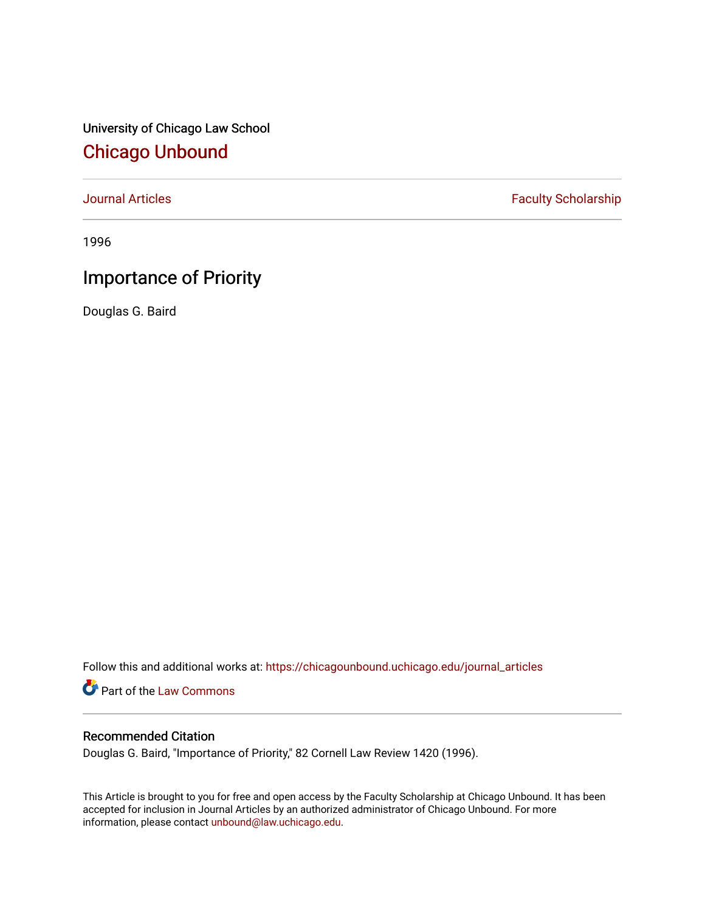University of Chicago Law School

# Chicago Unbound

Journal Articles | Faculty Scholarship

1996

## Importance of Priority

Douglas G. Baird

Follow this and additional works at: https://chicagounbound.uchicago.edu/journal_articles

Part of the Law Commons

### Recommended Citation

Douglas G. Baird, "Importance of Priority," 82 Cornell Law Review 1420 (1996).

This Article is brought to you for free and open access by the Faculty Scholarship at Chicago Unbound. It has been accepted for inclusion in Journal Articles by an authorized administrator of Chicago Unbound. For more information, please contact unbound@law.uchicago.edu.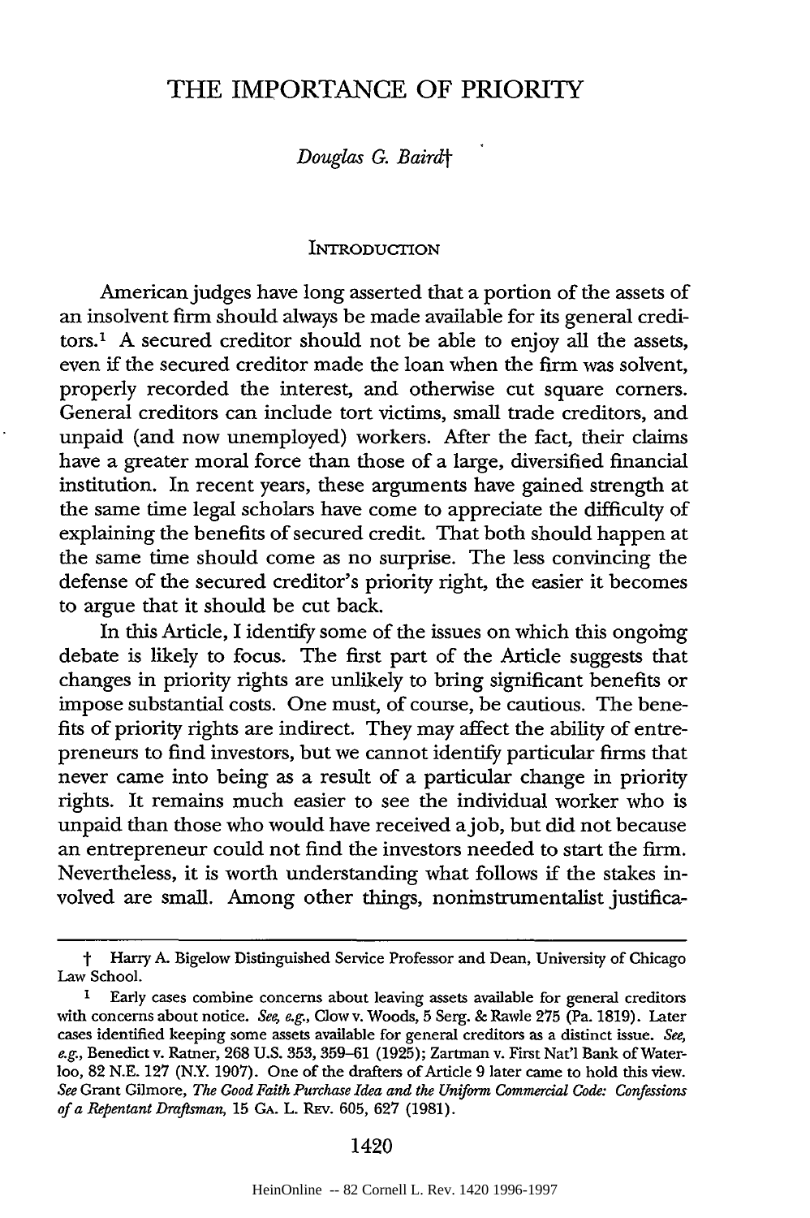# THE IMPORTANCE OF PRIORITY

*Douglas G. Baird*†

## INTRODUCTION

American judges have long asserted that a portion of the assets of an insolvent firm should always be made available for its general creditors.[1] A secured creditor should not be able to enjoy all the assets, even if the secured creditor made the loan when the firm was solvent, properly recorded the interest, and otherwise cut square corners. General creditors can include tort victims, small trade creditors, and unpaid (and now unemployed) workers. After the fact, their claims have a greater moral force than those of a large, diversified financial institution. In recent years, these arguments have gained strength at the same time legal scholars have come to appreciate the difficulty of explaining the benefits of secured credit. That both should happen at the same time should come as no surprise. The less convincing the defense of the secured creditor's priority right, the easier it becomes to argue that it should be cut back.

In this Article, I identify some of the issues on which this ongoing debate is likely to focus. The first part of the Article suggests that changes in priority rights are unlikely to bring significant benefits or impose substantial costs. One must, of course, be cautious. The benefits of priority rights are indirect. They may affect the ability of entrepreneurs to find investors, but we cannot identify particular firms that never came into being as a result of a particular change in priority rights. It remains much easier to see the individual worker who is unpaid than those who would have received a job, but did not because an entrepreneur could not find the investors needed to start the firm. Nevertheless, it is worth understanding what follows if the stakes involved are small. Among other things, noninstrumentalist justifica-

---

† Harry A. Bigelow Distinguished Service Professor and Dean, University of Chicago Law School.

1 Early cases combine concerns about leaving assets available for general creditors with concerns about notice. *See, e.g.*, Clow v. Woods, 5 Serg. & Rawle 275 (Pa. 1819). Later cases identified keeping some assets available for general creditors as a distinct issue. *See, e.g.*, Benedict v. Ratner, 268 U.S. 353, 359–61 (1925); Zartman v. First Nat'l Bank of Waterloo, 82 N.E. 127 (N.Y. 1907). One of the drafters of Article 9 later came to hold this view. *See* Grant Gilmore, *The Good Faith Purchase Idea and the Uniform Commercial Code: Confessions of a Repentant Draftsman*, 15 GA. L. REV. 605, 627 (1981).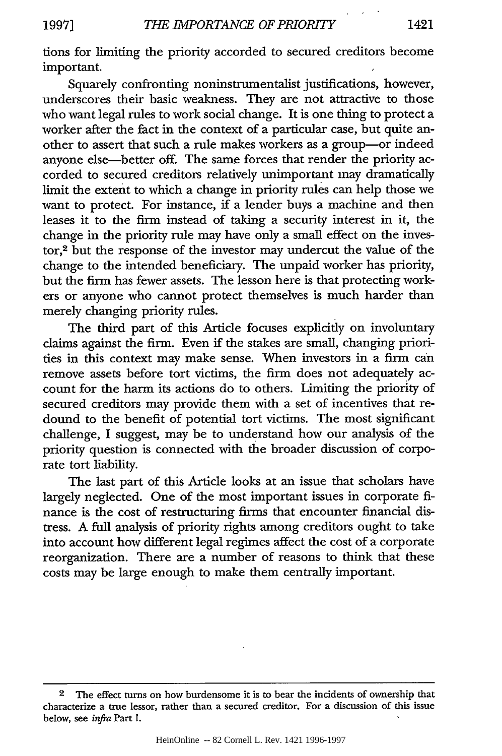tions for limiting the priority accorded to secured creditors become important.

Squarely confronting noninstrumentalist justifications, however, underscores their basic weakness. They are not attractive to those who want legal rules to work social change. It is one thing to protect a worker after the fact in the context of a particular case, but quite another to assert that such a rule makes workers as a group—or indeed anyone else—better off. The same forces that render the priority accorded to secured creditors relatively unimportant may dramatically limit the extent to which a change in priority rules can help those we want to protect. For instance, if a lender buys a machine and then leases it to the firm instead of taking a security interest in it, the change in the priority rule may have only a small effect on the investor,[2] but the response of the investor may undercut the value of the change to the intended beneficiary. The unpaid worker has priority, but the firm has fewer assets. The lesson here is that protecting workers or anyone who cannot protect themselves is much harder than merely changing priority rules.

The third part of this Article focuses explicitly on involuntary claims against the firm. Even if the stakes are small, changing priorities in this context may make sense. When investors in a firm can remove assets before tort victims, the firm does not adequately account for the harm its actions do to others. Limiting the priority of secured creditors may provide them with a set of incentives that redound to the benefit of potential tort victims. The most significant challenge, I suggest, may be to understand how our analysis of the priority question is connected with the broader discussion of corporate tort liability.

The last part of this Article looks at an issue that scholars have largely neglected. One of the most important issues in corporate finance is the cost of restructuring firms that encounter financial distress. A full analysis of priority rights among creditors ought to take into account how different legal regimes affect the cost of a corporate reorganization. There are a number of reasons to think that these costs may be large enough to make them centrally important.

---

[2] The effect turns on how burdensome it is to bear the incidents of ownership that characterize a true lessor, rather than a secured creditor. For a discussion of this issue below, see *infra* Part I.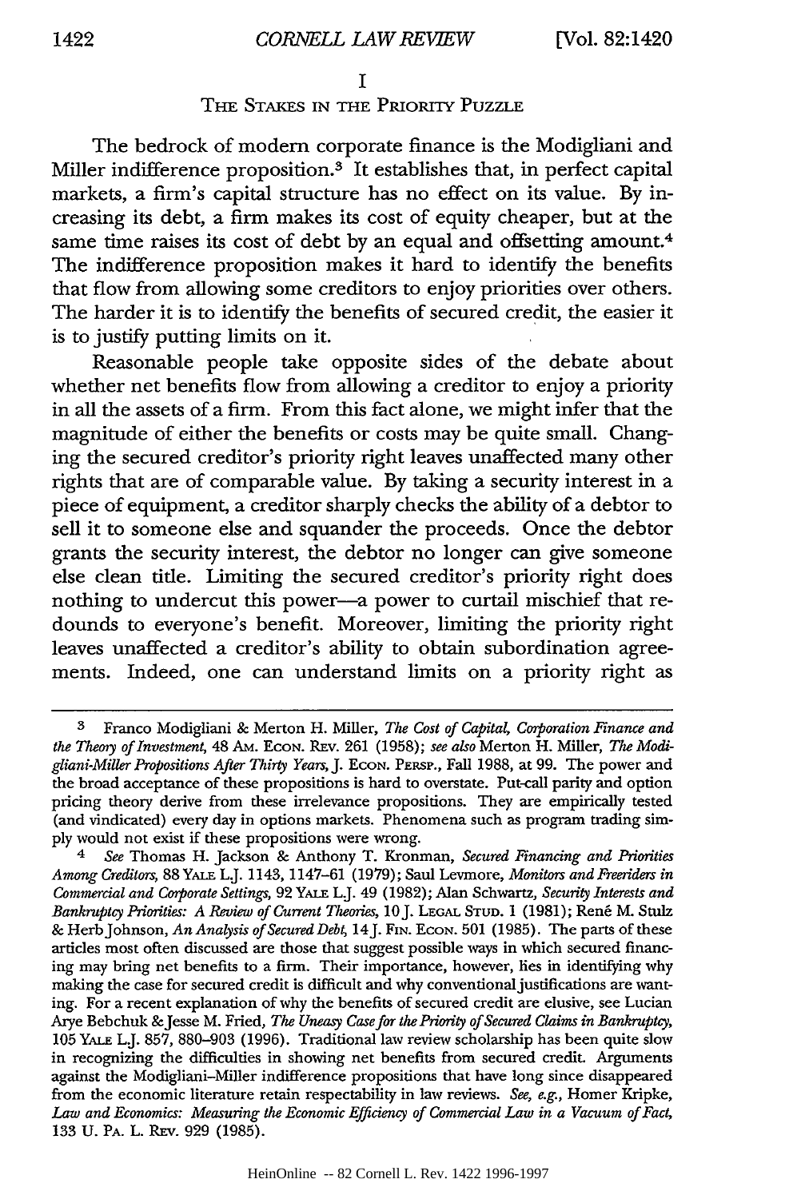## I

## The Stakes in the Priority Puzzle

The bedrock of modern corporate finance is the Modigliani and Miller indifference proposition.[3] It establishes that, in perfect capital markets, a firm's capital structure has no effect on its value. By increasing its debt, a firm makes its cost of equity cheaper, but at the same time raises its cost of debt by an equal and offsetting amount.[4] The indifference proposition makes it hard to identify the benefits that flow from allowing some creditors to enjoy priorities over others. The harder it is to identify the benefits of secured credit, the easier it is to justify putting limits on it.

Reasonable people take opposite sides of the debate about whether net benefits flow from allowing a creditor to enjoy a priority in all the assets of a firm. From this fact alone, we might infer that the magnitude of either the benefits or costs may be quite small. Changing the secured creditor's priority right leaves unaffected many other rights that are of comparable value. By taking a security interest in a piece of equipment, a creditor sharply checks the ability of a debtor to sell it to someone else and squander the proceeds. Once the debtor grants the security interest, the debtor no longer can give someone else clean title. Limiting the secured creditor's priority right does nothing to undercut this power—a power to curtail mischief that redounds to everyone's benefit. Moreover, limiting the priority right leaves unaffected a creditor's ability to obtain subordination agreements. Indeed, one can understand limits on a priority right as

---

3 Franco Modigliani & Merton H. Miller, *The Cost of Capital, Corporation Finance and the Theory of Investment*, 48 Am. Econ. Rev. 261 (1958); *see also* Merton H. Miller, *The Modigliani-Miller Propositions After Thirty Years*, J. Econ. Persp., Fall 1988, at 99. The power and the broad acceptance of these propositions is hard to overstate. Put-call parity and option pricing theory derive from these irrelevance propositions. They are empirically tested (and vindicated) every day in options markets. Phenomena such as program trading simply would not exist if these propositions were wrong.

4 *See* Thomas H. Jackson & Anthony T. Kronman, *Secured Financing and Priorities Among Creditors*, 88 Yale L.J. 1143, 1147–61 (1979); Saul Levmore, *Monitors and Freeriders in Commercial and Corporate Settings*, 92 Yale L.J. 49 (1982); Alan Schwartz, *Security Interests and Bankruptcy Priorities: A Review of Current Theories*, 10 J. Legal Stud. 1 (1981); René M. Stulz & Herb Johnson, *An Analysis of Secured Debt*, 14 J. Fin. Econ. 501 (1985). The parts of these articles most often discussed are those that suggest possible ways in which secured financing may bring net benefits to a firm. Their importance, however, lies in identifying why making the case for secured credit is difficult and why conventional justifications are wanting. For a recent explanation of why the benefits of secured credit are elusive, see Lucian Arye Bebchuk & Jesse M. Fried, *The Uneasy Case for the Priority of Secured Claims in Bankruptcy*, 105 Yale L.J. 857, 880–903 (1996). Traditional law review scholarship has been quite slow in recognizing the difficulties in showing net benefits from secured credit. Arguments against the Modigliani-Miller indifference propositions that have long since disappeared from the economic literature retain respectability in law reviews. *See, e.g.*, Homer Kripke, *Law and Economics: Measuring the Economic Efficiency of Commercial Law in a Vacuum of Fact*, 133 U. Pa. L. Rev. 929 (1985).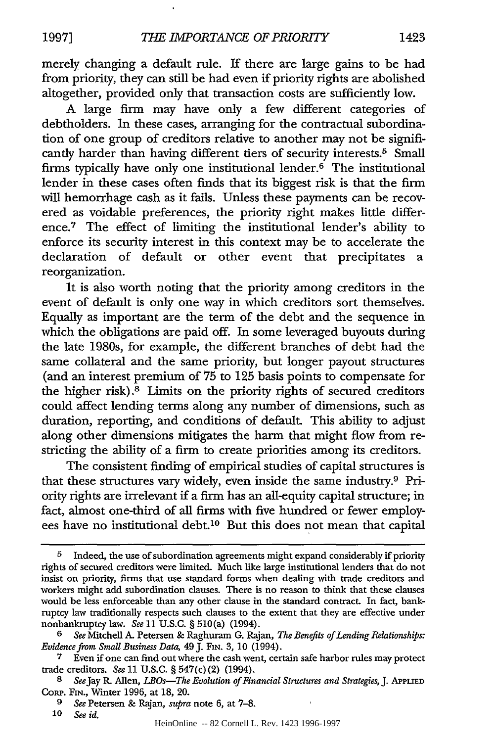merely changing a default rule. If there are large gains to be had from priority, they can still be had even if priority rights are abolished altogether, provided only that transaction costs are sufficiently low.

A large firm may have only a few different categories of debtholders. In these cases, arranging for the contractual subordination of one group of creditors relative to another may not be significantly harder than having different tiers of security interests.[5] Small firms typically have only one institutional lender.[6] The institutional lender in these cases often finds that its biggest risk is that the firm will hemorrhage cash as it fails. Unless these payments can be recovered as voidable preferences, the priority right makes little difference.[7] The effect of limiting the institutional lender's ability to enforce its security interest in this context may be to accelerate the declaration of default or other event that precipitates a reorganization.

It is also worth noting that the priority among creditors in the event of default is only one way in which creditors sort themselves. Equally as important are the term of the debt and the sequence in which the obligations are paid off. In some leveraged buyouts during the late 1980s, for example, the different branches of debt had the same collateral and the same priority, but longer payout structures (and an interest premium of 75 to 125 basis points to compensate for the higher risk).[8] Limits on the priority rights of secured creditors could affect lending terms along any number of dimensions, such as duration, reporting, and conditions of default. This ability to adjust along other dimensions mitigates the harm that might flow from restricting the ability of a firm to create priorities among its creditors.

The consistent finding of empirical studies of capital structures is that these structures vary widely, even inside the same industry.[9] Priority rights are irrelevant if a firm has an all-equity capital structure; in fact, almost one-third of all firms with five hundred or fewer employees have no institutional debt.[10] But this does not mean that capital

---

[5] Indeed, the use of subordination agreements might expand considerably if priority rights of secured creditors were limited. Much like large institutional lenders that do not insist on priority, firms that use standard forms when dealing with trade creditors and workers might add subordination clauses. There is no reason to think that these clauses would be less enforceable than any other clause in the standard contract. In fact, bankruptcy law traditionally respects such clauses to the extent that they are effective under nonbankruptcy law. *See* 11 U.S.C. § 510(a) (1994).

[6] *See* Mitchell A. Petersen & Raghuram G. Rajan, *The Benefits of Lending Relationships: Evidence from Small Business Data*, 49 J. FIN. 3, 10 (1994).

[7] Even if one can find out where the cash went, certain safe harbor rules may protect trade creditors. *See* 11 U.S.C. § 547(c)(2) (1994).

[8] *See* Jay R. Allen, *LBOs—The Evolution of Financial Structures and Strategies*, J. APPLIED CORP. FIN., Winter 1996, at 18, 20.

[9] *See* Petersen & Rajan, *supra* note 6, at 7–8.

[10] *See id.*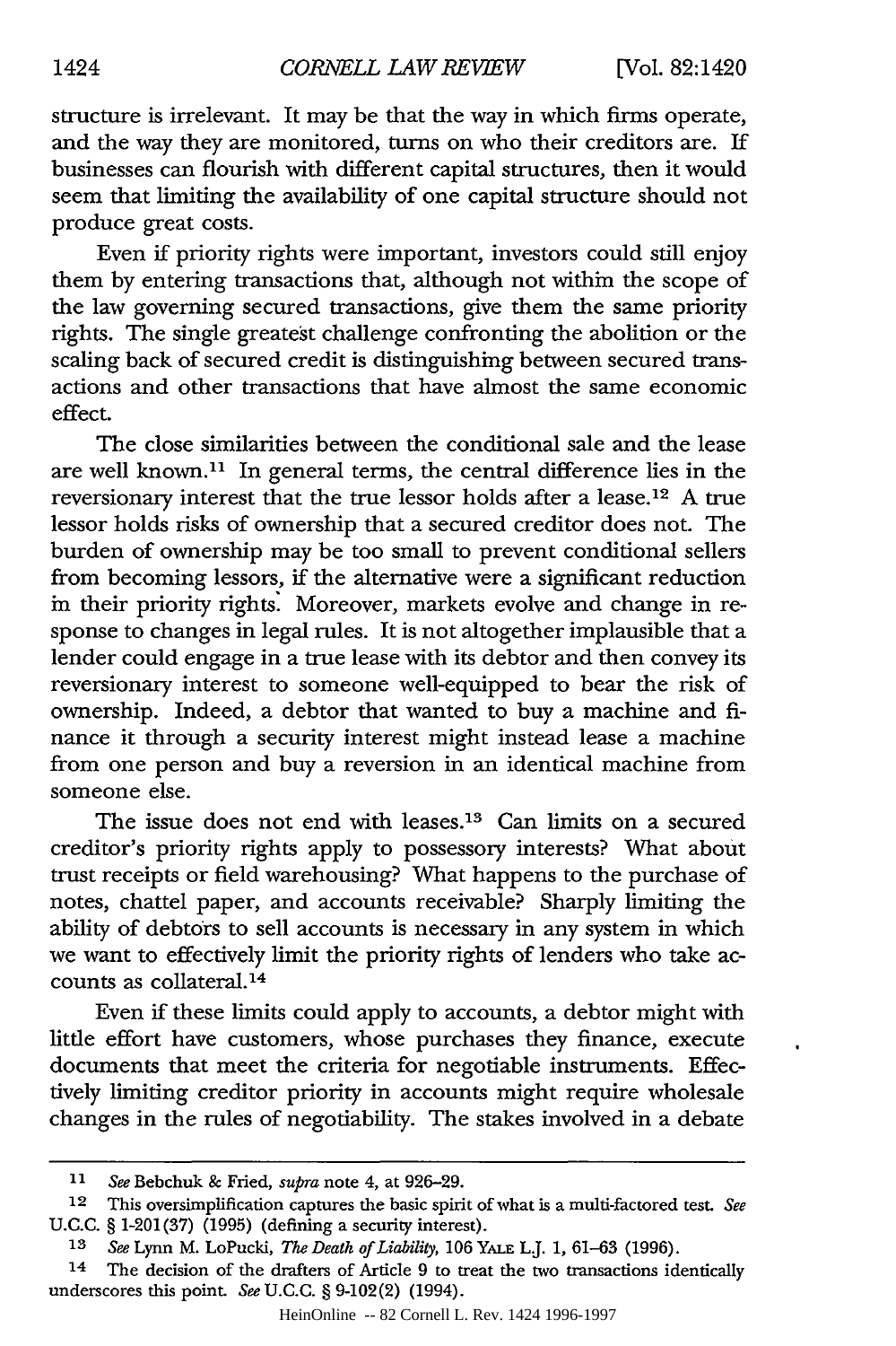structure is irrelevant. It may be that the way in which firms operate, and the way they are monitored, turns on who their creditors are. If businesses can flourish with different capital structures, then it would seem that limiting the availability of one capital structure should not produce great costs.

Even if priority rights were important, investors could still enjoy them by entering transactions that, although not within the scope of the law governing secured transactions, give them the same priority rights. The single greatest challenge confronting the abolition or the scaling back of secured credit is distinguishing between secured transactions and other transactions that have almost the same economic effect.

The close similarities between the conditional sale and the lease are well known.[11] In general terms, the central difference lies in the reversionary interest that the true lessor holds after a lease.[12] A true lessor holds risks of ownership that a secured creditor does not. The burden of ownership may be too small to prevent conditional sellers from becoming lessors, if the alternative were a significant reduction in their priority rights. Moreover, markets evolve and change in response to changes in legal rules. It is not altogether implausible that a lender could engage in a true lease with its debtor and then convey its reversionary interest to someone well-equipped to bear the risk of ownership. Indeed, a debtor that wanted to buy a machine and finance it through a security interest might instead lease a machine from one person and buy a reversion in an identical machine from someone else.

The issue does not end with leases.[13] Can limits on a secured creditor's priority rights apply to possessory interests? What about trust receipts or field warehousing? What happens to the purchase of notes, chattel paper, and accounts receivable? Sharply limiting the ability of debtors to sell accounts is necessary in any system in which we want to effectively limit the priority rights of lenders who take accounts as collateral.[14]

Even if these limits could apply to accounts, a debtor might with little effort have customers, whose purchases they finance, execute documents that meet the criteria for negotiable instruments. Effectively limiting creditor priority in accounts might require wholesale changes in the rules of negotiability. The stakes involved in a debate

---

[11] *See* Bebchuk & Fried, *supra* note 4, at 926–29.

[12] This oversimplification captures the basic spirit of what is a multi-factored test. *See* U.C.C. § 1-201(37) (1995) (defining a security interest).

[13] *See* Lynn M. LoPucki, *The Death of Liability*, 106 YALE L.J. 1, 61–63 (1996).

[14] The decision of the drafters of Article 9 to treat the two transactions identically underscores this point. *See* U.C.C. § 9-102(2) (1994).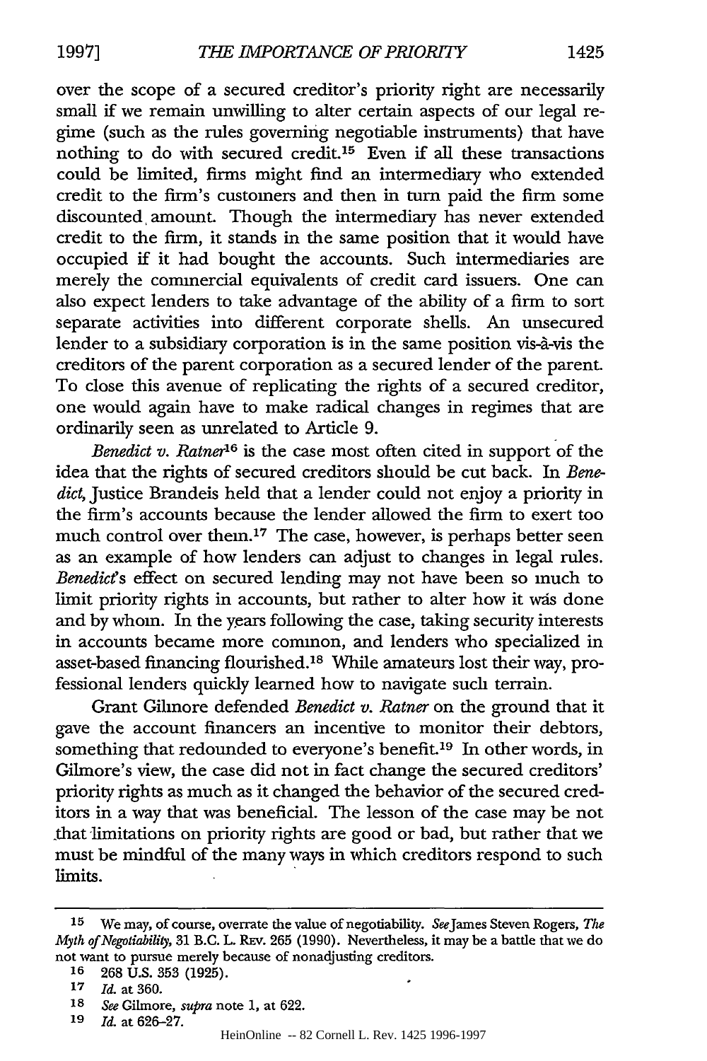over the scope of a secured creditor's priority right are necessarily small if we remain unwilling to alter certain aspects of our legal regime (such as the rules governing negotiable instruments) that have nothing to do with secured credit.[15] Even if all these transactions could be limited, firms might find an intermediary who extended credit to the firm's customers and then in turn paid the firm some discounted amount. Though the intermediary has never extended credit to the firm, it stands in the same position that it would have occupied if it had bought the accounts. Such intermediaries are merely the commercial equivalents of credit card issuers. One can also expect lenders to take advantage of the ability of a firm to sort separate activities into different corporate shells. An unsecured lender to a subsidiary corporation is in the same position vis-à-vis the creditors of the parent corporation as a secured lender of the parent. To close this avenue of replicating the rights of a secured creditor, one would again have to make radical changes in regimes that are ordinarily seen as unrelated to Article 9.

*Benedict v. Ratner*[16] is the case most often cited in support of the idea that the rights of secured creditors should be cut back. In *Benedict*, Justice Brandeis held that a lender could not enjoy a priority in the firm's accounts because the lender allowed the firm to exert too much control over them.[17] The case, however, is perhaps better seen as an example of how lenders can adjust to changes in legal rules. *Benedict*'s effect on secured lending may not have been so much to limit priority rights in accounts, but rather to alter how it was done and by whom. In the years following the case, taking security interests in accounts became more common, and lenders who specialized in asset-based financing flourished.[18] While amateurs lost their way, professional lenders quickly learned how to navigate such terrain.

Grant Gilmore defended *Benedict v. Ratner* on the ground that it gave the account financers an incentive to monitor their debtors, something that redounded to everyone's benefit.[19] In other words, in Gilmore's view, the case did not in fact change the secured creditors' priority rights as much as it changed the behavior of the secured creditors in a way that was beneficial. The lesson of the case may be not that limitations on priority rights are good or bad, but rather that we must be mindful of the many ways in which creditors respond to such limits.

---

15 We may, of course, overrate the value of negotiability. *See* James Steven Rogers, *The Myth of Negotiability*, 31 B.C. L. Rev. 265 (1990). Nevertheless, it may be a battle that we do not want to pursue merely because of nonadjusting creditors.

16 268 U.S. 353 (1925).

17 *Id.* at 360.

18 *See* Gilmore, *supra* note 1, at 622.

19 *Id.* at 626–27.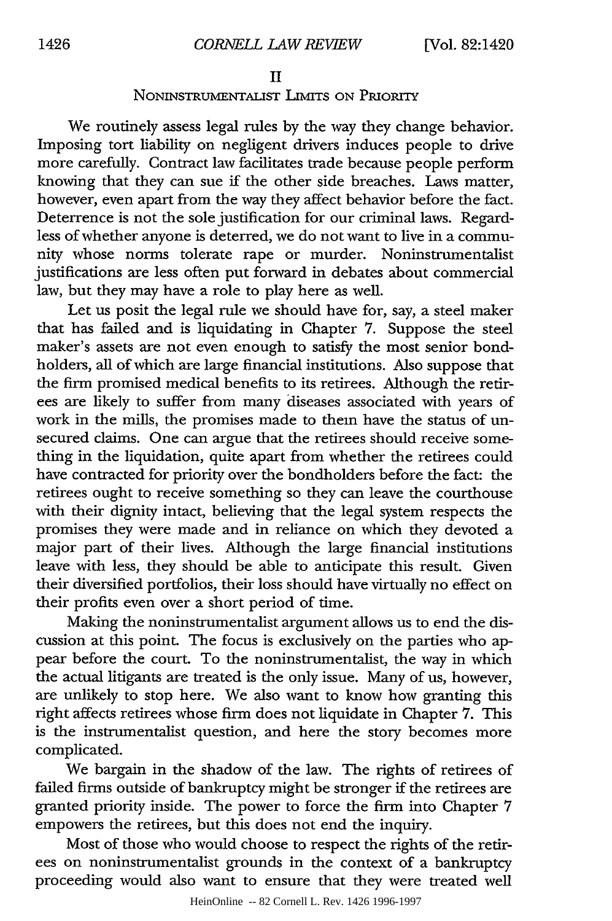## II

## Noninstrumentalist Limits on Priority

We routinely assess legal rules by the way they change behavior. Imposing tort liability on negligent drivers induces people to drive more carefully. Contract law facilitates trade because people perform knowing that they can sue if the other side breaches. Laws matter, however, even apart from the way they affect behavior before the fact. Deterrence is not the sole justification for our criminal laws. Regardless of whether anyone is deterred, we do not want to live in a community whose norms tolerate rape or murder. Noninstrumentalist justifications are less often put forward in debates about commercial law, but they may have a role to play here as well.

Let us posit the legal rule we should have for, say, a steel maker that has failed and is liquidating in Chapter 7. Suppose the steel maker's assets are not even enough to satisfy the most senior bondholders, all of which are large financial institutions. Also suppose that the firm promised medical benefits to its retirees. Although the retirees are likely to suffer from many diseases associated with years of work in the mills, the promises made to them have the status of unsecured claims. One can argue that the retirees should receive something in the liquidation, quite apart from whether the retirees could have contracted for priority over the bondholders before the fact: the retirees ought to receive something so they can leave the courthouse with their dignity intact, believing that the legal system respects the promises they were made and in reliance on which they devoted a major part of their lives. Although the large financial institutions leave with less, they should be able to anticipate this result. Given their diversified portfolios, their loss should have virtually no effect on their profits even over a short period of time.

Making the noninstrumentalist argument allows us to end the discussion at this point. The focus is exclusively on the parties who appear before the court. To the noninstrumentalist, the way in which the actual litigants are treated is the only issue. Many of us, however, are unlikely to stop here. We also want to know how granting this right affects retirees whose firm does not liquidate in Chapter 7. This is the instrumentalist question, and here the story becomes more complicated.

We bargain in the shadow of the law. The rights of retirees of failed firms outside of bankruptcy might be stronger if the retirees are granted priority inside. The power to force the firm into Chapter 7 empowers the retirees, but this does not end the inquiry.

Most of those who would choose to respect the rights of the retirees on noninstrumentalist grounds in the context of a bankruptcy proceeding would also want to ensure that they were treated well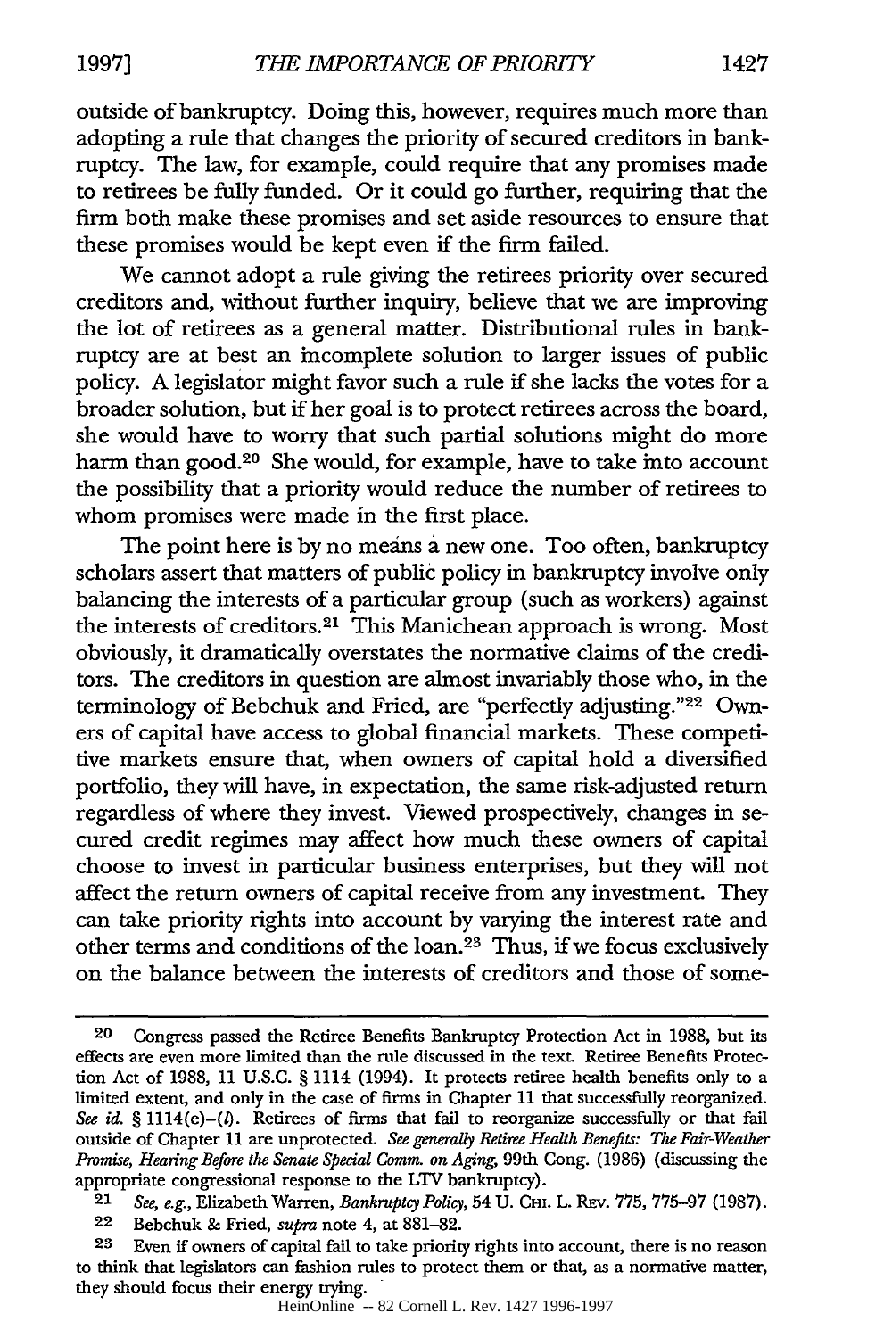outside of bankruptcy. Doing this, however, requires much more than adopting a rule that changes the priority of secured creditors in bankruptcy. The law, for example, could require that any promises made to retirees be fully funded. Or it could go further, requiring that the firm both make these promises and set aside resources to ensure that these promises would be kept even if the firm failed.

We cannot adopt a rule giving the retirees priority over secured creditors and, without further inquiry, believe that we are improving the lot of retirees as a general matter. Distributional rules in bankruptcy are at best an incomplete solution to larger issues of public policy. A legislator might favor such a rule if she lacks the votes for a broader solution, but if her goal is to protect retirees across the board, she would have to worry that such partial solutions might do more harm than good.[20] She would, for example, have to take into account the possibility that a priority would reduce the number of retirees to whom promises were made in the first place.

The point here is by no means a new one. Too often, bankruptcy scholars assert that matters of public policy in bankruptcy involve only balancing the interests of a particular group (such as workers) against the interests of creditors.[21] This Manichean approach is wrong. Most obviously, it dramatically overstates the normative claims of the creditors. The creditors in question are almost invariably those who, in the terminology of Bebchuk and Fried, are "perfectly adjusting."[22] Owners of capital have access to global financial markets. These competitive markets ensure that, when owners of capital hold a diversified portfolio, they will have, in expectation, the same risk-adjusted return regardless of where they invest. Viewed prospectively, changes in secured credit regimes may affect how much these owners of capital choose to invest in particular business enterprises, but they will not affect the return owners of capital receive from any investment. They can take priority rights into account by varying the interest rate and other terms and conditions of the loan.[23] Thus, if we focus exclusively on the balance between the interests of creditors and those of some-

---

[20] Congress passed the Retiree Benefits Bankruptcy Protection Act in 1988, but its effects are even more limited than the rule discussed in the text. Retiree Benefits Protection Act of 1988, 11 U.S.C. § 1114 (1994). It protects retiree health benefits only to a limited extent, and only in the case of firms in Chapter 11 that successfully reorganized. *See id.* § 1114(e)–(*l*). Retirees of firms that fail to reorganize successfully or that fail outside of Chapter 11 are unprotected. *See generally Retiree Health Benefits: The Fair-Weather Promise, Hearing Before the Senate Special Comm. on Aging*, 99th Cong. (1986) (discussing the appropriate congressional response to the LTV bankruptcy).

[21] *See, e.g.*, Elizabeth Warren, *Bankruptcy Policy*, 54 U. CHI. L. REV. 775, 775–97 (1987).

[22] Bebchuk & Fried, *supra* note 4, at 881–82.

[23] Even if owners of capital fail to take priority rights into account, there is no reason to think that legislators can fashion rules to protect them or that, as a normative matter, they should focus their energy trying.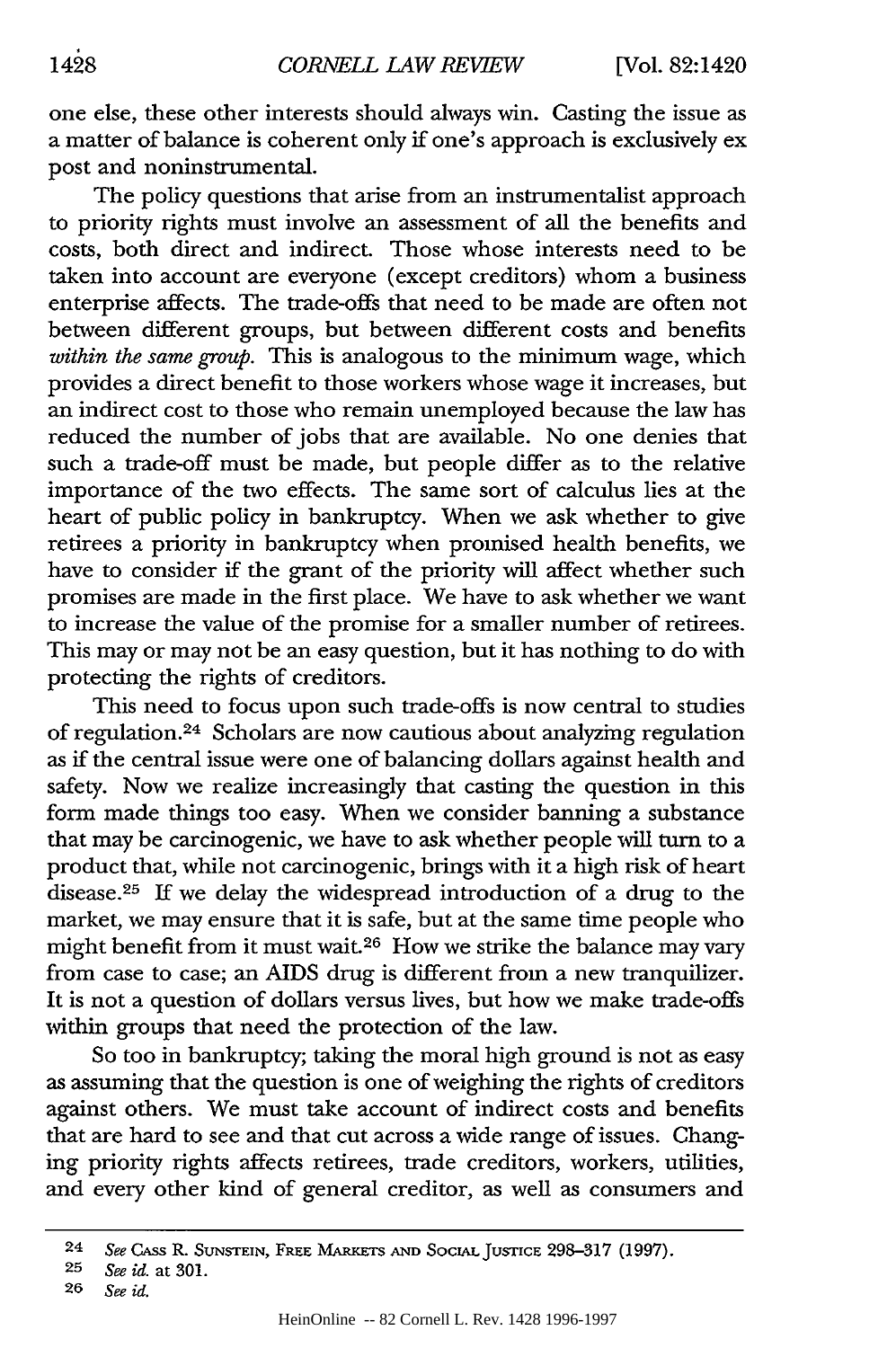one else, these other interests should always win. Casting the issue as a matter of balance is coherent only if one's approach is exclusively ex post and noninstrumental.

The policy questions that arise from an instrumentalist approach to priority rights must involve an assessment of all the benefits and costs, both direct and indirect. Those whose interests need to be taken into account are everyone (except creditors) whom a business enterprise affects. The trade-offs that need to be made are often not between different groups, but between different costs and benefits *within the same group*. This is analogous to the minimum wage, which provides a direct benefit to those workers whose wage it increases, but an indirect cost to those who remain unemployed because the law has reduced the number of jobs that are available. No one denies that such a trade-off must be made, but people differ as to the relative importance of the two effects. The same sort of calculus lies at the heart of public policy in bankruptcy. When we ask whether to give retirees a priority in bankruptcy when promised health benefits, we have to consider if the grant of the priority will affect whether such promises are made in the first place. We have to ask whether we want to increase the value of the promise for a smaller number of retirees. This may or may not be an easy question, but it has nothing to do with protecting the rights of creditors.

This need to focus upon such trade-offs is now central to studies of regulation.[24] Scholars are now cautious about analyzing regulation as if the central issue were one of balancing dollars against health and safety. Now we realize increasingly that casting the question in this form made things too easy. When we consider banning a substance that may be carcinogenic, we have to ask whether people will turn to a product that, while not carcinogenic, brings with it a high risk of heart disease.[25] If we delay the widespread introduction of a drug to the market, we may ensure that it is safe, but at the same time people who might benefit from it must wait.[26] How we strike the balance may vary from case to case; an AIDS drug is different from a new tranquilizer. It is not a question of dollars versus lives, but how we make trade-offs within groups that need the protection of the law.

So too in bankruptcy; taking the moral high ground is not as easy as assuming that the question is one of weighing the rights of creditors against others. We must take account of indirect costs and benefits that are hard to see and that cut across a wide range of issues. Changing priority rights affects retirees, trade creditors, workers, utilities, and every other kind of general creditor, as well as consumers and

---

24 *See* Cass R. Sunstein, Free Markets and Social Justice 298–317 (1997).

25 *See id.* at 301.

26 *See id.*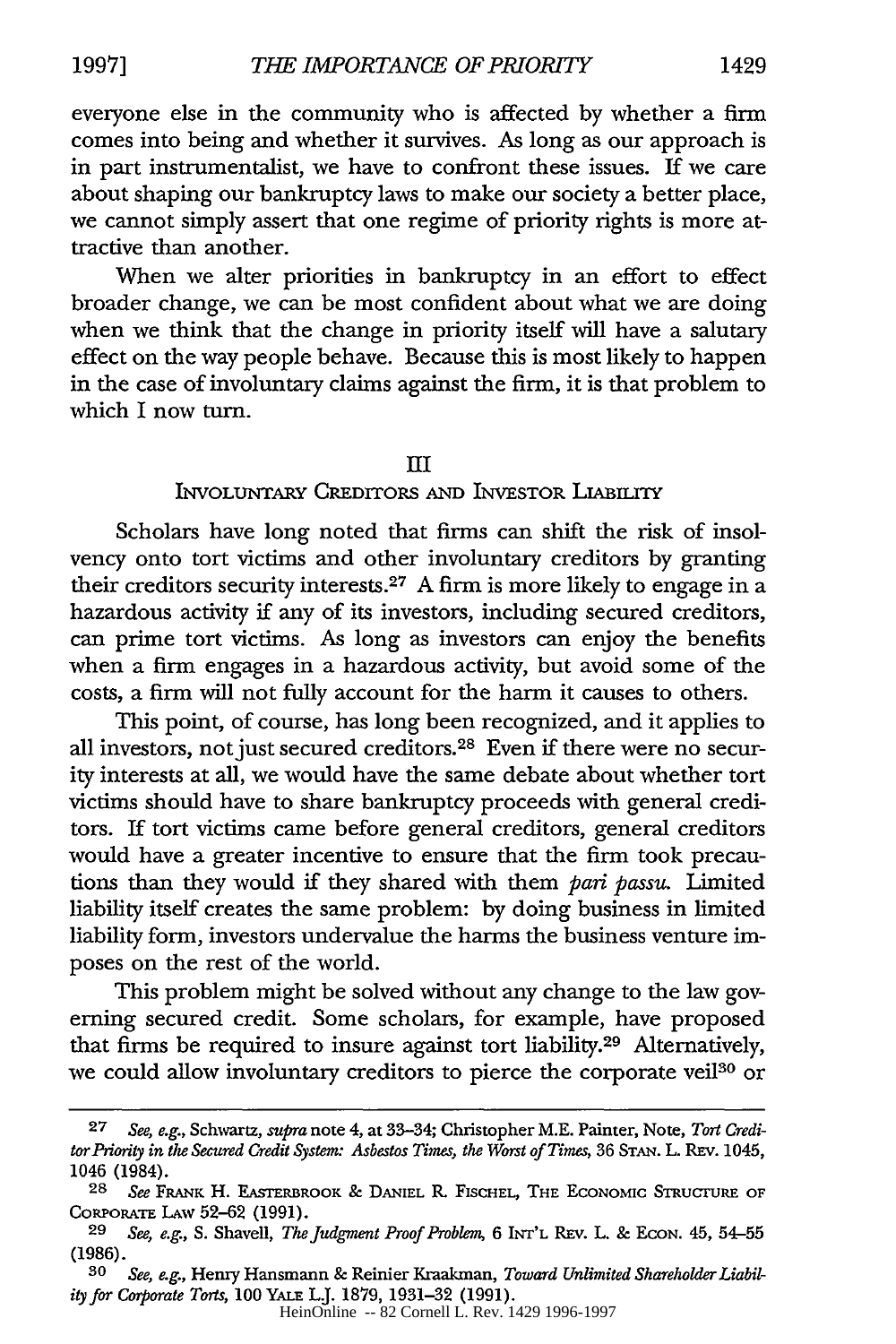everyone else in the community who is affected by whether a firm comes into being and whether it survives. As long as our approach is in part instrumentalist, we have to confront these issues. If we care about shaping our bankruptcy laws to make our society a better place, we cannot simply assert that one regime of priority rights is more attractive than another.

When we alter priorities in bankruptcy in an effort to effect broader change, we can be most confident about what we are doing when we think that the change in priority itself will have a salutary effect on the way people behave. Because this is most likely to happen in the case of involuntary claims against the firm, it is that problem to which I now turn.

## III
## Involuntary Creditors and Investor Liability

Scholars have long noted that firms can shift the risk of insolvency onto tort victims and other involuntary creditors by granting their creditors security interests.[27] A firm is more likely to engage in a hazardous activity if any of its investors, including secured creditors, can prime tort victims. As long as investors can enjoy the benefits when a firm engages in a hazardous activity, but avoid some of the costs, a firm will not fully account for the harm it causes to others.

This point, of course, has long been recognized, and it applies to all investors, not just secured creditors.[28] Even if there were no security interests at all, we would have the same debate about whether tort victims should have to share bankruptcy proceeds with general creditors. If tort victims came before general creditors, general creditors would have a greater incentive to ensure that the firm took precautions than they would if they shared with them *pari passu*. Limited liability itself creates the same problem: by doing business in limited liability form, investors undervalue the harms the business venture imposes on the rest of the world.

This problem might be solved without any change to the law governing secured credit. Some scholars, for example, have proposed that firms be required to insure against tort liability.[29] Alternatively, we could allow involuntary creditors to pierce the corporate veil[30] or

---

[27] *See, e.g.*, Schwartz, *supra* note 4, at 33–34; Christopher M.E. Painter, Note, *Tort Creditor Priority in the Secured Credit System: Asbestos Times, the Worst of Times*, 36 Stan. L. Rev. 1045, 1046 (1984).

[28] *See* Frank H. Easterbrook & Daniel R. Fischel, The Economic Structure of Corporate Law 52–62 (1991).

[29] *See, e.g.*, S. Shavell, *The Judgment Proof Problem*, 6 Int'l Rev. L. & Econ. 45, 54–55 (1986).

[30] *See, e.g.*, Henry Hansmann & Reinier Kraakman, *Toward Unlimited Shareholder Liability for Corporate Torts*, 100 Yale L.J. 1879, 1931–32 (1991).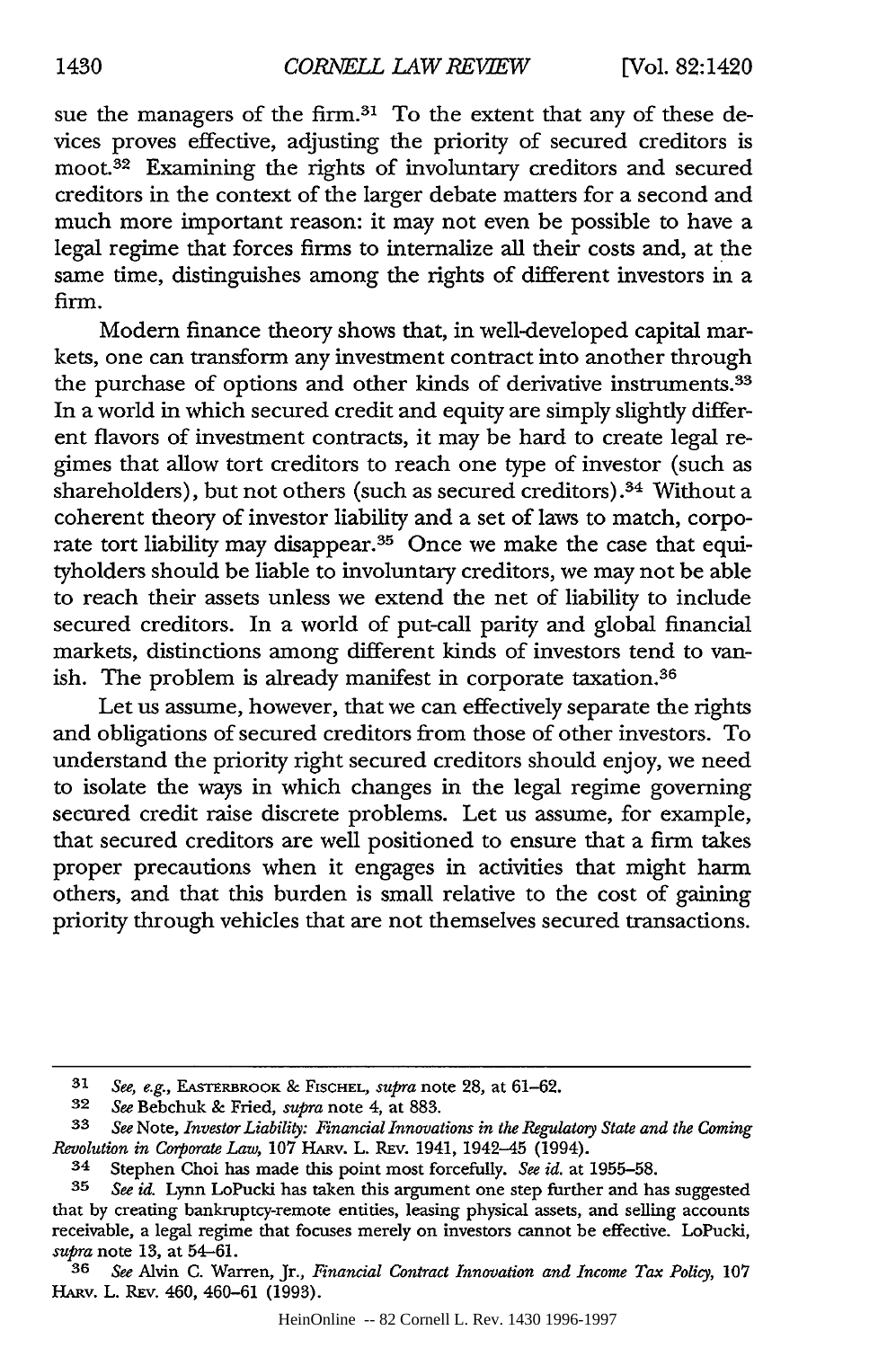sue the managers of the firm.[31] To the extent that any of these devices proves effective, adjusting the priority of secured creditors is moot.[32] Examining the rights of involuntary creditors and secured creditors in the context of the larger debate matters for a second and much more important reason: it may not even be possible to have a legal regime that forces firms to internalize all their costs and, at the same time, distinguishes among the rights of different investors in a firm.

Modern finance theory shows that, in well-developed capital markets, one can transform any investment contract into another through the purchase of options and other kinds of derivative instruments.[33] In a world in which secured credit and equity are simply slightly different flavors of investment contracts, it may be hard to create legal regimes that allow tort creditors to reach one type of investor (such as shareholders), but not others (such as secured creditors).[34] Without a coherent theory of investor liability and a set of laws to match, corporate tort liability may disappear.[35] Once we make the case that equityholders should be liable to involuntary creditors, we may not be able to reach their assets unless we extend the net of liability to include secured creditors. In a world of put-call parity and global financial markets, distinctions among different kinds of investors tend to vanish. The problem is already manifest in corporate taxation.[36]

Let us assume, however, that we can effectively separate the rights and obligations of secured creditors from those of other investors. To understand the priority right secured creditors should enjoy, we need to isolate the ways in which changes in the legal regime governing secured credit raise discrete problems. Let us assume, for example, that secured creditors are well positioned to ensure that a firm takes proper precautions when it engages in activities that might harm others, and that this burden is small relative to the cost of gaining priority through vehicles that are not themselves secured transactions.

---

[31] *See, e.g.*, EASTERBROOK & FISCHEL, *supra* note 28, at 61–62.

[32] *See* Bebchuk & Fried, *supra* note 4, at 883.

[33] *See* Note, *Investor Liability: Financial Innovations in the Regulatory State and the Coming Revolution in Corporate Law*, 107 HARV. L. REV. 1941, 1942–45 (1994).

[34] Stephen Choi has made this point most forcefully. *See id.* at 1955–58.

[35] *See id.* Lynn LoPucki has taken this argument one step further and has suggested that by creating bankruptcy-remote entities, leasing physical assets, and selling accounts receivable, a legal regime that focuses merely on investors cannot be effective. LoPucki, *supra* note 13, at 54–61.

[36] *See* Alvin C. Warren, Jr., *Financial Contract Innovation and Income Tax Policy*, 107 HARV. L. REV. 460, 460–61 (1993).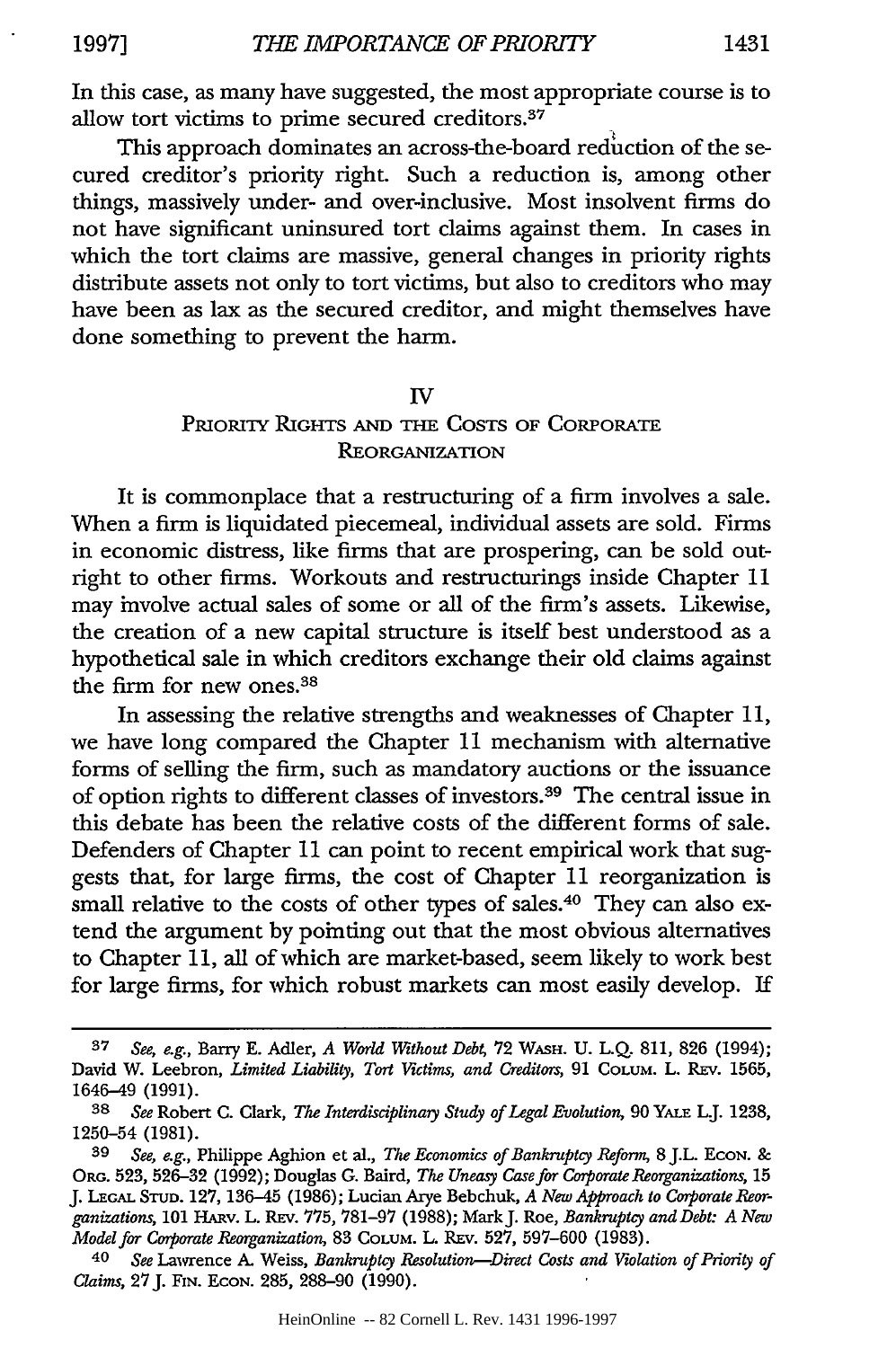In this case, as many have suggested, the most appropriate course is to allow tort victims to prime secured creditors.[37]

This approach dominates an across-the-board reduction of the secured creditor's priority right. Such a reduction is, among other things, massively under- and over-inclusive. Most insolvent firms do not have significant uninsured tort claims against them. In cases in which the tort claims are massive, general changes in priority rights distribute assets not only to tort victims, but also to creditors who may have been as lax as the secured creditor, and might themselves have done something to prevent the harm.

## IV
## Priority Rights and the Costs of Corporate Reorganization

It is commonplace that a restructuring of a firm involves a sale. When a firm is liquidated piecemeal, individual assets are sold. Firms in economic distress, like firms that are prospering, can be sold outright to other firms. Workouts and restructurings inside Chapter 11 may involve actual sales of some or all of the firm's assets. Likewise, the creation of a new capital structure is itself best understood as a hypothetical sale in which creditors exchange their old claims against the firm for new ones.[38]

In assessing the relative strengths and weaknesses of Chapter 11, we have long compared the Chapter 11 mechanism with alternative forms of selling the firm, such as mandatory auctions or the issuance of option rights to different classes of investors.[39] The central issue in this debate has been the relative costs of the different forms of sale. Defenders of Chapter 11 can point to recent empirical work that suggests that, for large firms, the cost of Chapter 11 reorganization is small relative to the costs of other types of sales.[40] They can also extend the argument by pointing out that the most obvious alternatives to Chapter 11, all of which are market-based, seem likely to work best for large firms, for which robust markets can most easily develop. If

---

[37] *See, e.g.*, Barry E. Adler, *A World Without Debt*, 72 Wash. U. L.Q. 811, 826 (1994); David W. Leebron, *Limited Liability, Tort Victims, and Creditors*, 91 Colum. L. Rev. 1565, 1646–49 (1991).

[38] *See* Robert C. Clark, *The Interdisciplinary Study of Legal Evolution*, 90 Yale L.J. 1238, 1250–54 (1981).

[39] *See, e.g.*, Philippe Aghion et al., *The Economics of Bankruptcy Reform*, 8 J.L. Econ. & Org. 523, 526–32 (1992); Douglas G. Baird, *The Uneasy Case for Corporate Reorganizations*, 15 J. Legal Stud. 127, 136–45 (1986); Lucian Arye Bebchuk, *A New Approach to Corporate Reorganizations*, 101 Harv. L. Rev. 775, 781–97 (1988); Mark J. Roe, *Bankruptcy and Debt: A New Model for Corporate Reorganization*, 83 Colum. L. Rev. 527, 597–600 (1983).

[40] *See* Lawrence A. Weiss, *Bankruptcy Resolution—Direct Costs and Violation of Priority of Claims*, 27 J. Fin. Econ. 285, 288–90 (1990).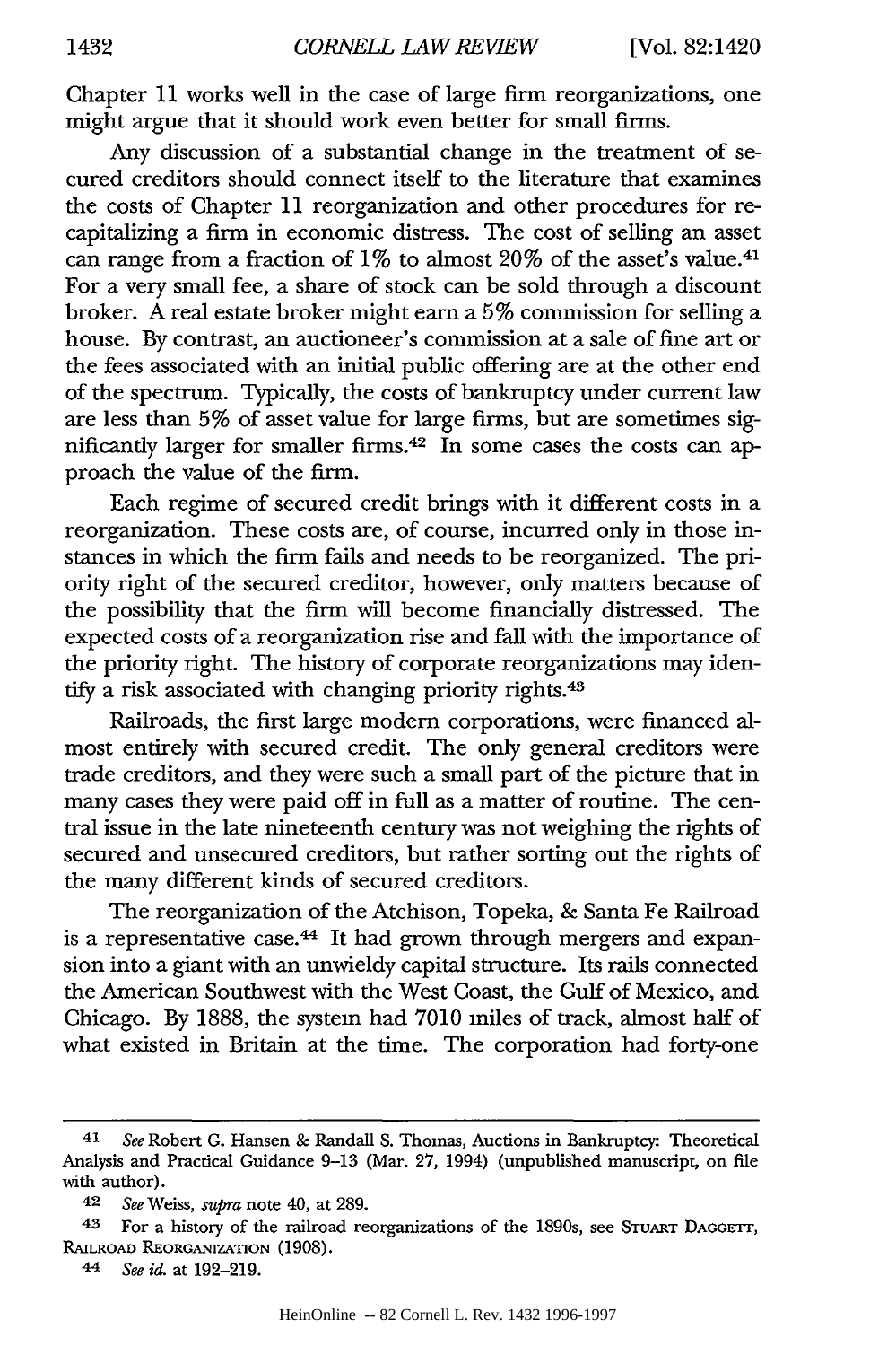Chapter 11 works well in the case of large firm reorganizations, one might argue that it should work even better for small firms.

Any discussion of a substantial change in the treatment of secured creditors should connect itself to the literature that examines the costs of Chapter 11 reorganization and other procedures for recapitalizing a firm in economic distress. The cost of selling an asset can range from a fraction of 1% to almost 20% of the asset's value.[41] For a very small fee, a share of stock can be sold through a discount broker. A real estate broker might earn a 5% commission for selling a house. By contrast, an auctioneer's commission at a sale of fine art or the fees associated with an initial public offering are at the other end of the spectrum. Typically, the costs of bankruptcy under current law are less than 5% of asset value for large firms, but are sometimes significantly larger for smaller firms.[42] In some cases the costs can approach the value of the firm.

Each regime of secured credit brings with it different costs in a reorganization. These costs are, of course, incurred only in those instances in which the firm fails and needs to be reorganized. The priority right of the secured creditor, however, only matters because of the possibility that the firm will become financially distressed. The expected costs of a reorganization rise and fall with the importance of the priority right. The history of corporate reorganizations may identify a risk associated with changing priority rights.[43]

Railroads, the first large modern corporations, were financed almost entirely with secured credit. The only general creditors were trade creditors, and they were such a small part of the picture that in many cases they were paid off in full as a matter of routine. The central issue in the late nineteenth century was not weighing the rights of secured and unsecured creditors, but rather sorting out the rights of the many different kinds of secured creditors.

The reorganization of the Atchison, Topeka, & Santa Fe Railroad is a representative case.[44] It had grown through mergers and expansion into a giant with an unwieldy capital structure. Its rails connected the American Southwest with the West Coast, the Gulf of Mexico, and Chicago. By 1888, the system had 7010 miles of track, almost half of what existed in Britain at the time. The corporation had forty-one

---

[41] *See* Robert G. Hansen & Randall S. Thomas, Auctions in Bankruptcy: Theoretical Analysis and Practical Guidance 9–13 (Mar. 27, 1994) (unpublished manuscript, on file with author).

[42] *See* Weiss, *supra* note 40, at 289.

[43] For a history of the railroad reorganizations of the 1890s, see STUART DAGGETT, RAILROAD REORGANIZATION (1908).

[44] *See id.* at 192–219.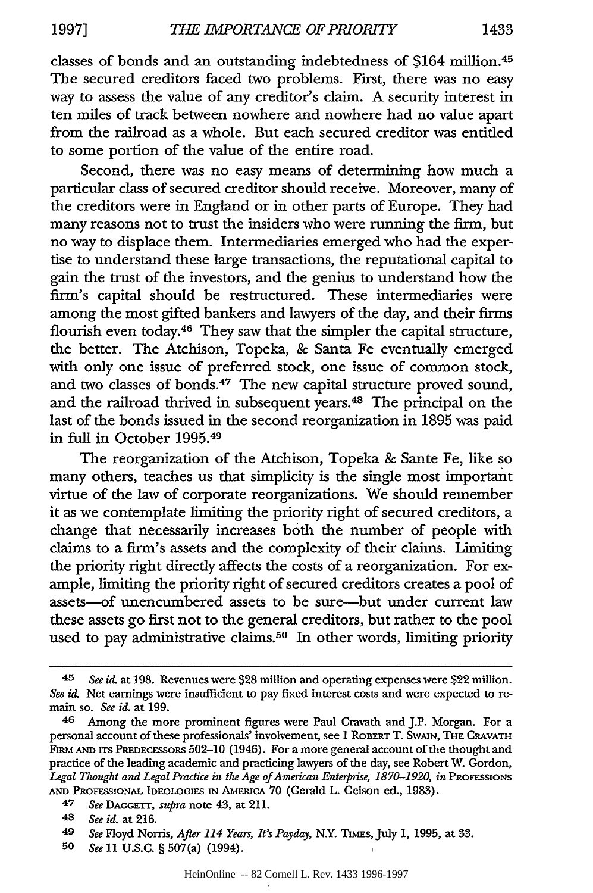classes of bonds and an outstanding indebtedness of $164 million.[45] The secured creditors faced two problems. First, there was no easy way to assess the value of any creditor's claim. A security interest in ten miles of track between nowhere and nowhere had no value apart from the railroad as a whole. But each secured creditor was entitled to some portion of the value of the entire road.

Second, there was no easy means of determining how much a particular class of secured creditor should receive. Moreover, many of the creditors were in England or in other parts of Europe. They had many reasons not to trust the insiders who were running the firm, but no way to displace them. Intermediaries emerged who had the expertise to understand these large transactions, the reputational capital to gain the trust of the investors, and the genius to understand how the firm's capital should be restructured. These intermediaries were among the most gifted bankers and lawyers of the day, and their firms flourish even today.[46] They saw that the simpler the capital structure, the better. The Atchison, Topeka, & Santa Fe eventually emerged with only one issue of preferred stock, one issue of common stock, and two classes of bonds.[47] The new capital structure proved sound, and the railroad thrived in subsequent years.[48] The principal on the last of the bonds issued in the second reorganization in 1895 was paid in full in October 1995.[49]

The reorganization of the Atchison, Topeka & Sante Fe, like so many others, teaches us that simplicity is the single most important virtue of the law of corporate reorganizations. We should remember it as we contemplate limiting the priority right of secured creditors, a change that necessarily increases both the number of people with claims to a firm's assets and the complexity of their claims. Limiting the priority right directly affects the costs of a reorganization. For example, limiting the priority right of secured creditors creates a pool of assets—of unencumbered assets to be sure—but under current law these assets go first not to the general creditors, but rather to the pool used to pay administrative claims.[50] In other words, limiting priority

---

[45] *See id.* at 198. Revenues were $28 million and operating expenses were $22 million. *See id.* Net earnings were insufficient to pay fixed interest costs and were expected to remain so. *See id.* at 199.

[46] Among the more prominent figures were Paul Cravath and J.P. Morgan. For a personal account of these professionals' involvement, see 1 ROBERT T. SWAIN, THE CRAVATH FIRM AND ITS PREDECESSORS 502–10 (1946). For a more general account of the thought and practice of the leading academic and practicing lawyers of the day, see Robert W. Gordon, *Legal Thought and Legal Practice in the Age of American Enterprise, 1870–1920*, *in* PROFESSIONS AND PROFESSIONAL IDEOLOGIES IN AMERICA 70 (Gerald L. Geison ed., 1983).

[47] *See* DAGGETT, *supra* note 43, at 211.

[48] *See id.* at 216.

[49] *See* Floyd Norris, *After 114 Years, It's Payday*, N.Y. TIMES, July 1, 1995, at 33.

[50] *See* 11 U.S.C. § 507(a) (1994).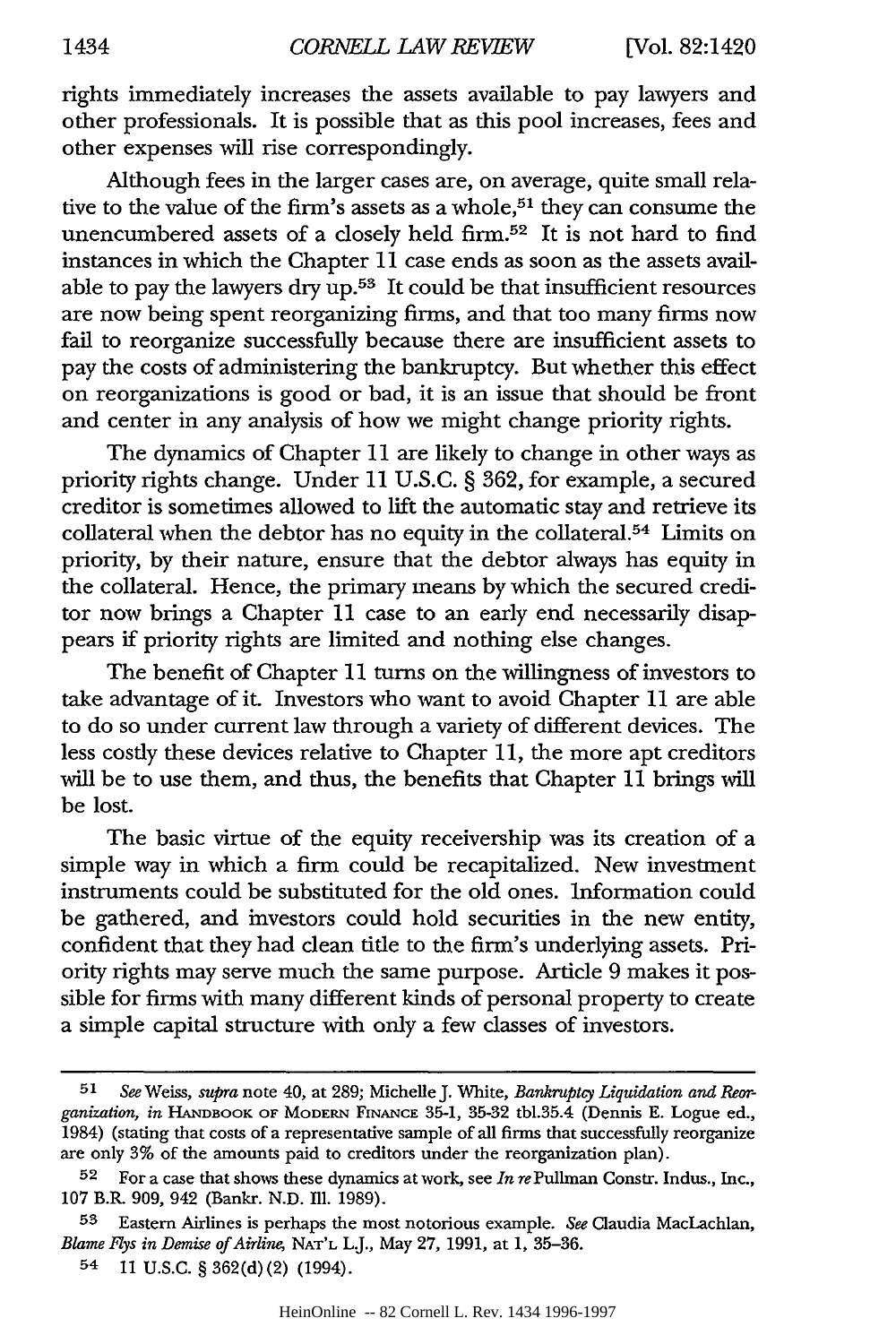rights immediately increases the assets available to pay lawyers and other professionals. It is possible that as this pool increases, fees and other expenses will rise correspondingly.

Although fees in the larger cases are, on average, quite small relative to the value of the firm's assets as a whole,[51] they can consume the unencumbered assets of a closely held firm.[52] It is not hard to find instances in which the Chapter 11 case ends as soon as the assets available to pay the lawyers dry up.[53] It could be that insufficient resources are now being spent reorganizing firms, and that too many firms now fail to reorganize successfully because there are insufficient assets to pay the costs of administering the bankruptcy. But whether this effect on reorganizations is good or bad, it is an issue that should be front and center in any analysis of how we might change priority rights.

The dynamics of Chapter 11 are likely to change in other ways as priority rights change. Under 11 U.S.C. § 362, for example, a secured creditor is sometimes allowed to lift the automatic stay and retrieve its collateral when the debtor has no equity in the collateral.[54] Limits on priority, by their nature, ensure that the debtor always has equity in the collateral. Hence, the primary means by which the secured creditor now brings a Chapter 11 case to an early end necessarily disappears if priority rights are limited and nothing else changes.

The benefit of Chapter 11 turns on the willingness of investors to take advantage of it. Investors who want to avoid Chapter 11 are able to do so under current law through a variety of different devices. The less costly these devices relative to Chapter 11, the more apt creditors will be to use them, and thus, the benefits that Chapter 11 brings will be lost.

The basic virtue of the equity receivership was its creation of a simple way in which a firm could be recapitalized. New investment instruments could be substituted for the old ones. Information could be gathered, and investors could hold securities in the new entity, confident that they had clean title to the firm's underlying assets. Priority rights may serve much the same purpose. Article 9 makes it possible for firms with many different kinds of personal property to create a simple capital structure with only a few classes of investors.

---

[51] *See* Weiss, *supra* note 40, at 289; Michelle J. White, *Bankruptcy Liquidation and Reorganization*, *in* HANDBOOK OF MODERN FINANCE 35-1, 35-32 tbl.35.4 (Dennis E. Logue ed., 1984) (stating that costs of a representative sample of all firms that successfully reorganize are only 3% of the amounts paid to creditors under the reorganization plan).

[52] For a case that shows these dynamics at work, see *In re* Pullman Constr. Indus., Inc., 107 B.R. 909, 942 (Bankr. N.D. Ill. 1989).

[53] Eastern Airlines is perhaps the most notorious example. *See* Claudia MacLachlan, *Blame Flys in Demise of Airline*, NAT'L L.J., May 27, 1991, at 1, 35–36.

[54] 11 U.S.C. § 362(d)(2) (1994).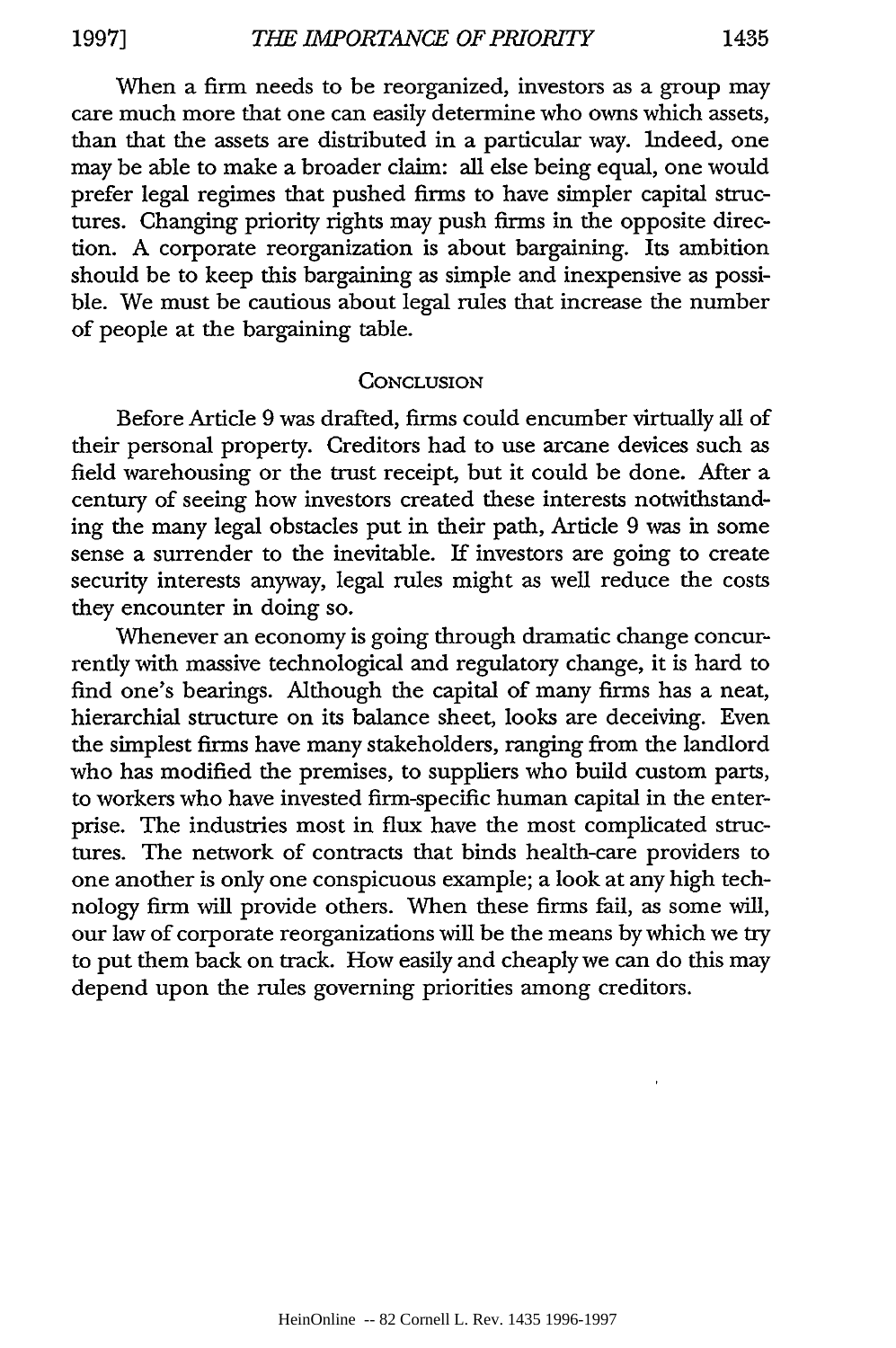When a firm needs to be reorganized, investors as a group may care much more that one can easily determine who owns which assets, than that the assets are distributed in a particular way. Indeed, one may be able to make a broader claim: all else being equal, one would prefer legal regimes that pushed firms to have simpler capital structures. Changing priority rights may push firms in the opposite direction. A corporate reorganization is about bargaining. Its ambition should be to keep this bargaining as simple and inexpensive as possible. We must be cautious about legal rules that increase the number of people at the bargaining table.

## Conclusion

Before Article 9 was drafted, firms could encumber virtually all of their personal property. Creditors had to use arcane devices such as field warehousing or the trust receipt, but it could be done. After a century of seeing how investors created these interests notwithstanding the many legal obstacles put in their path, Article 9 was in some sense a surrender to the inevitable. If investors are going to create security interests anyway, legal rules might as well reduce the costs they encounter in doing so.

Whenever an economy is going through dramatic change concurrently with massive technological and regulatory change, it is hard to find one's bearings. Although the capital of many firms has a neat, hierarchial structure on its balance sheet, looks are deceiving. Even the simplest firms have many stakeholders, ranging from the landlord who has modified the premises, to suppliers who build custom parts, to workers who have invested firm-specific human capital in the enterprise. The industries most in flux have the most complicated structures. The network of contracts that binds health-care providers to one another is only one conspicuous example; a look at any high technology firm will provide others. When these firms fail, as some will, our law of corporate reorganizations will be the means by which we try to put them back on track. How easily and cheaply we can do this may depend upon the rules governing priorities among creditors.